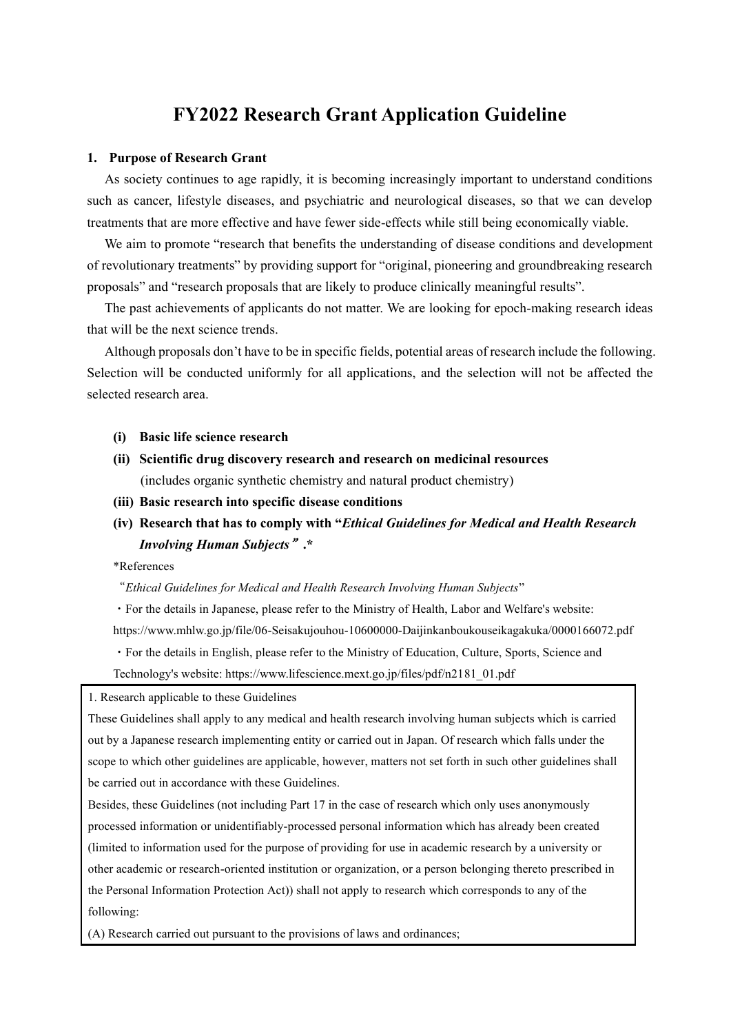# FY2022 Research Grant Application Guideline

## 1. Purpose of Research Grant

As society continues to age rapidly, it is becoming increasingly important to understand conditions such as cancer, lifestyle diseases, and psychiatric and neurological diseases, so that we can develop treatments that are more effective and have fewer side-effects while still being economically viable.

We aim to promote "research that benefits the understanding of disease conditions and development of revolutionary treatments" by providing support for "original, pioneering and groundbreaking research proposals" and "research proposals that are likely to produce clinically meaningful results".

The past achievements of applicants do not matter. We are looking for epoch-making research ideas that will be the next science trends.

Although proposals don't have to be in specific fields, potential areas of research include the following. Selection will be conducted uniformly for all applications, and the selection will not be affected the selected research area.

- **(i) Basic life science research**
- **(ii) Scientific drug discovery research and research on medicinal resources** (includes organic synthetic chemistry and natural product chemistry)
- **(iii) Basic research into specific disease conditions**
- **(iv) Research that has to comply with "*Ethical Guidelines for Medical and Health Research Involving Human Subjects*".***

*References

"*Ethical Guidelines for Medical and Health Research Involving Human Subjects*"

・For the details in Japanese, please refer to the Ministry of Health, Labor and Welfare's website: https://www.mhlw.go.jp/file/06-Seisakujouhou-10600000-Daijinkanboukouseikagakuka/0000166072.pdf

・For the details in English, please refer to the Ministry of Education, Culture, Sports, Science and Technology's website: https://www.lifescience.mext.go.jp/files/pdf/n2181_01.pdf

> 1. Research applicable to these Guidelines
>
> These Guidelines shall apply to any medical and health research involving human subjects which is carried out by a Japanese research implementing entity or carried out in Japan. Of research which falls under the scope to which other guidelines are applicable, however, matters not set forth in such other guidelines shall be carried out in accordance with these Guidelines.
>
> Besides, these Guidelines (not including Part 17 in the case of research which only uses anonymously processed information or unidentifiably-processed personal information which has already been created (limited to information used for the purpose of providing for use in academic research by a university or other academic or research-oriented institution or organization, or a person belonging thereto prescribed in the Personal Information Protection Act)) shall not apply to research which corresponds to any of the following:
>
> (A) Research carried out pursuant to the provisions of laws and ordinances;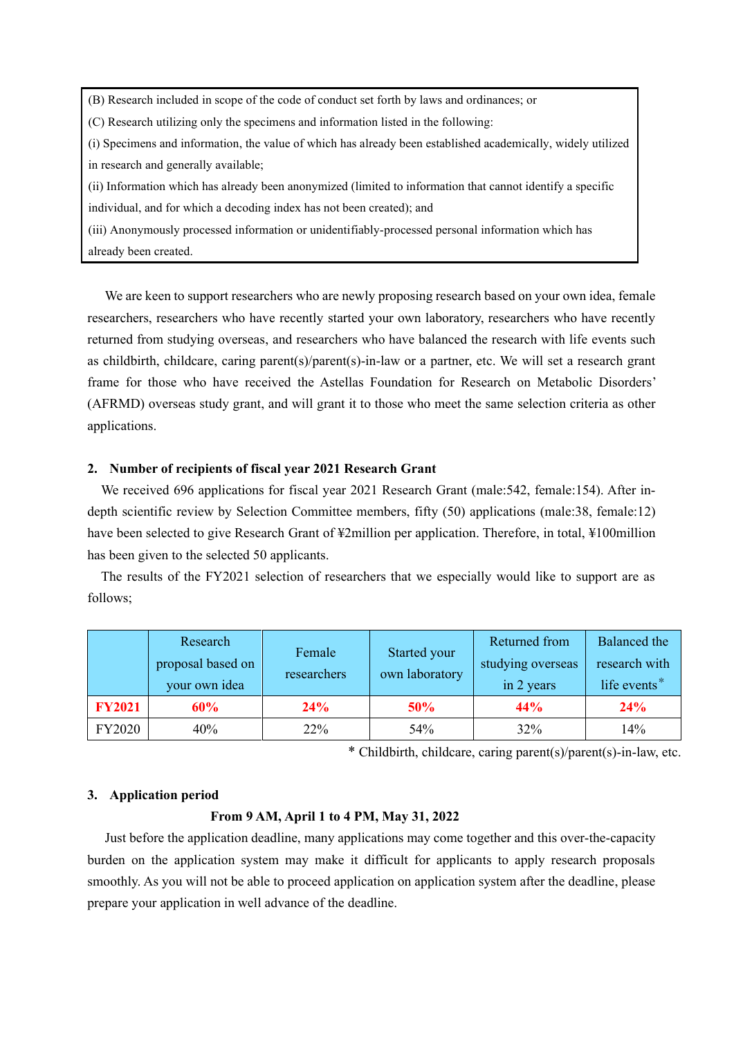(B) Research included in scope of the code of conduct set forth by laws and ordinances; or

(C) Research utilizing only the specimens and information listed in the following:

(i) Specimens and information, the value of which has already been established academically, widely utilized in research and generally available;

(ii) Information which has already been anonymized (limited to information that cannot identify a specific individual, and for which a decoding index has not been created); and

(iii) Anonymously processed information or unidentifiably-processed personal information which has already been created.

We are keen to support researchers who are newly proposing research based on your own idea, female researchers, researchers who have recently started your own laboratory, researchers who have recently returned from studying overseas, and researchers who have balanced the research with life events such as childbirth, childcare, caring parent(s)/parent(s)-in-law or a partner, etc. We will set a research grant frame for those who have received the Astellas Foundation for Research on Metabolic Disorders' (AFRMD) overseas study grant, and will grant it to those who meet the same selection criteria as other applications.

**2. Number of recipients of fiscal year 2021 Research Grant**

We received 696 applications for fiscal year 2021 Research Grant (male:542, female:154). After in-depth scientific review by Selection Committee members, fifty (50) applications (male:38, female:12) have been selected to give Research Grant of ¥2million per application. Therefore, in total, ¥100million has been given to the selected 50 applicants.

The results of the FY2021 selection of researchers that we especially would like to support are as follows;

| | Research proposal based on your own idea | Female researchers | Started your own laboratory | Returned from studying overseas in 2 years | Balanced the research with life events* |
|---|---|---|---|---|---|
| **FY2021** | **60%** | **24%** | **50%** | **44%** | **24%** |
| FY2020 | 40% | 22% | 54% | 32% | 14% |

\* Childbirth, childcare, caring parent(s)/parent(s)-in-law, etc.

**3. Application period**

**From 9 AM, April 1 to 4 PM, May 31, 2022**

Just before the application deadline, many applications may come together and this over-the-capacity burden on the application system may make it difficult for applicants to apply research proposals smoothly. As you will not be able to proceed application on application system after the deadline, please prepare your application in well advance of the deadline.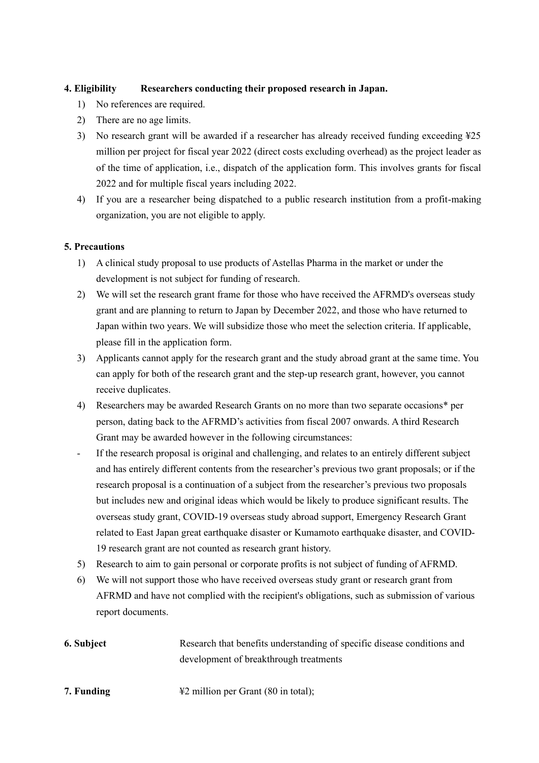**4. Eligibility** **Researchers conducting their proposed research in Japan.**

1) No references are required.
2) There are no age limits.
3) No research grant will be awarded if a researcher has already received funding exceeding ¥25 million per project for fiscal year 2022 (direct costs excluding overhead) as the project leader as of the time of application, i.e., dispatch of the application form. This involves grants for fiscal 2022 and for multiple fiscal years including 2022.
4) If you are a researcher being dispatched to a public research institution from a profit-making organization, you are not eligible to apply.

**5. Precautions**

1) A clinical study proposal to use products of Astellas Pharma in the market or under the development is not subject for funding of research.
2) We will set the research grant frame for those who have received the AFRMD's overseas study grant and are planning to return to Japan by December 2022, and those who have returned to Japan within two years. We will subsidize those who meet the selection criteria. If applicable, please fill in the application form.
3) Applicants cannot apply for the research grant and the study abroad grant at the same time. You can apply for both of the research grant and the step-up research grant, however, you cannot receive duplicates.
4) Researchers may be awarded Research Grants on no more than two separate occasions* per person, dating back to the AFRMD's activities from fiscal 2007 onwards. A third Research Grant may be awarded however in the following circumstances:

- If the research proposal is original and challenging, and relates to an entirely different subject and has entirely different contents from the researcher's previous two grant proposals; or if the research proposal is a continuation of a subject from the researcher's previous two proposals but includes new and original ideas which would be likely to produce significant results. The overseas study grant, COVID-19 overseas study abroad support, Emergency Research Grant related to East Japan great earthquake disaster or Kumamoto earthquake disaster, and COVID-19 research grant are not counted as research grant history.

5) Research to aim to gain personal or corporate profits is not subject of funding of AFRMD.
6) We will not support those who have received overseas study grant or research grant from AFRMD and have not complied with the recipient's obligations, such as submission of various report documents.

**6. Subject** Research that benefits understanding of specific disease conditions and development of breakthrough treatments

**7. Funding** ¥2 million per Grant (80 in total);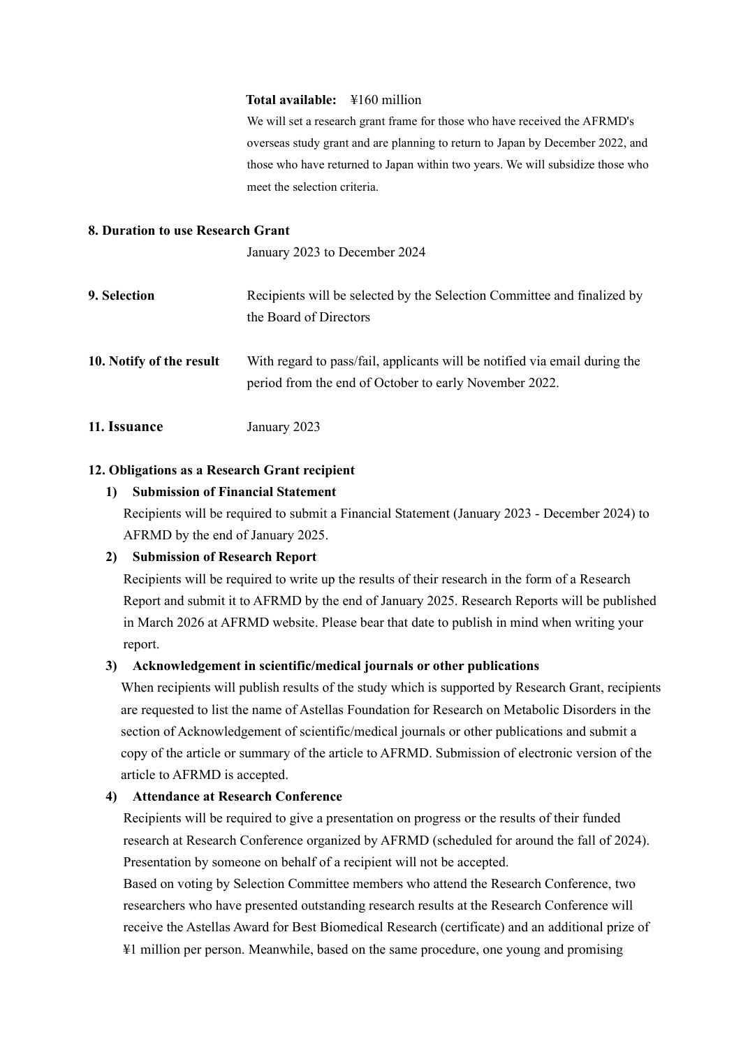**Total available:** ¥160 million

We will set a research grant frame for those who have received the AFRMD's overseas study grant and are planning to return to Japan by December 2022, and those who have returned to Japan within two years. We will subsidize those who meet the selection criteria.

**8. Duration to use Research Grant**

January 2023 to December 2024

**9. Selection**

Recipients will be selected by the Selection Committee and finalized by the Board of Directors

**10. Notify of the result**

With regard to pass/fail, applicants will be notified via email during the period from the end of October to early November 2022.

**11. Issuance**

January 2023

**12. Obligations as a Research Grant recipient**

1) **Submission of Financial Statement**

   Recipients will be required to submit a Financial Statement (January 2023 - December 2024) to AFRMD by the end of January 2025.

2) **Submission of Research Report**

   Recipients will be required to write up the results of their research in the form of a Research Report and submit it to AFRMD by the end of January 2025. Research Reports will be published in March 2026 at AFRMD website. Please bear that date to publish in mind when writing your report.

3) **Acknowledgement in scientific/medical journals or other publications**

   When recipients will publish results of the study which is supported by Research Grant, recipients are requested to list the name of Astellas Foundation for Research on Metabolic Disorders in the section of Acknowledgement of scientific/medical journals or other publications and submit a copy of the article or summary of the article to AFRMD. Submission of electronic version of the article to AFRMD is accepted.

4) **Attendance at Research Conference**

   Recipients will be required to give a presentation on progress or the results of their funded research at Research Conference organized by AFRMD (scheduled for around the fall of 2024). Presentation by someone on behalf of a recipient will not be accepted.

   Based on voting by Selection Committee members who attend the Research Conference, two researchers who have presented outstanding research results at the Research Conference will receive the Astellas Award for Best Biomedical Research (certificate) and an additional prize of ¥1 million per person. Meanwhile, based on the same procedure, one young and promising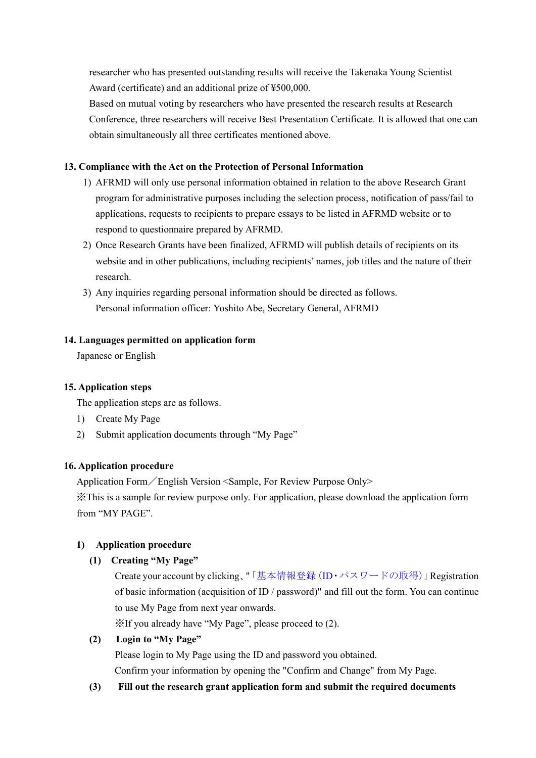researcher who has presented outstanding results will receive the Takenaka Young Scientist Award (certificate) and an additional prize of ¥500,000.

Based on mutual voting by researchers who have presented the research results at Research Conference, three researchers will receive Best Presentation Certificate. It is allowed that one can obtain simultaneously all three certificates mentioned above.

### 13. Compliance with the Act on the Protection of Personal Information

1) AFRMD will only use personal information obtained in relation to the above Research Grant program for administrative purposes including the selection process, notification of pass/fail to applications, requests to recipients to prepare essays to be listed in AFRMD website or to respond to questionnaire prepared by AFRMD.
2) Once Research Grants have been finalized, AFRMD will publish details of recipients on its website and in other publications, including recipients' names, job titles and the nature of their research.
3) Any inquiries regarding personal information should be directed as follows.
   Personal information officer: Yoshito Abe, Secretary General, AFRMD

### 14. Languages permitted on application form

Japanese or English

### 15. Application steps

The application steps are as follows.

1) Create My Page
2) Submit application documents through "My Page"

### 16. Application procedure

Application Form／English Version <Sample, For Review Purpose Only>

※This is a sample for review purpose only. For application, please download the application form from "MY PAGE".

**1) Application procedure**

**(1) Creating "My Page"**

Create your account by clicking、"「基本情報登録（ID・パスワードの取得）」Registration of basic information (acquisition of ID / password)" and fill out the form. You can continue to use My Page from next year onwards.

※If you already have "My Page", please proceed to (2).

**(2) Login to "My Page"**

Please login to My Page using the ID and password you obtained.

Confirm your information by opening the "Confirm and Change" from My Page.

**(3) Fill out the research grant application form and submit the required documents**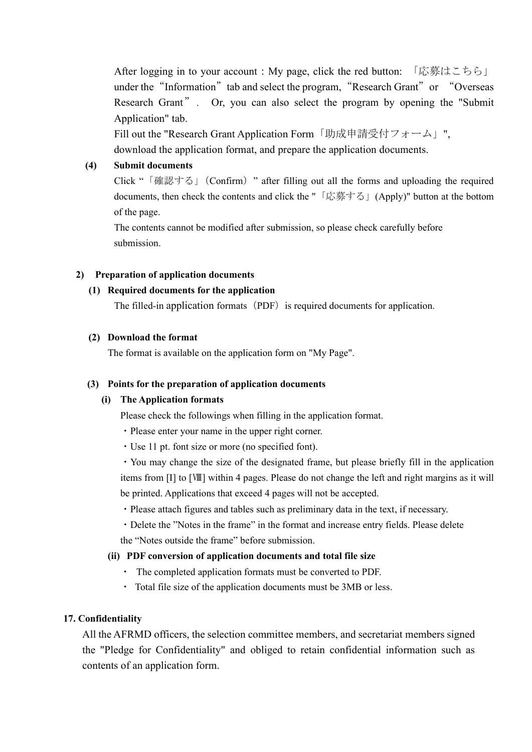After logging in to your account : My page, click the red button: 「応募はこちら」 under the "Information" tab and select the program, "Research Grant" or "Overseas Research Grant". Or, you can also select the program by opening the "Submit Application" tab.

Fill out the "Research Grant Application Form「助成申請受付フォーム」", download the application format, and prepare the application documents.

**(4) Submit documents**

Click "「確認する」(Confirm)" after filling out all the forms and uploading the required documents, then check the contents and click the "「応募する」(Apply)" button at the bottom of the page.

The contents cannot be modified after submission, so please check carefully before submission.

**2) Preparation of application documents**

**(1) Required documents for the application**

The filled-in application formats（PDF）is required documents for application.

**(2) Download the format**

The format is available on the application form on "My Page".

**(3) Points for the preparation of application documents**

**(i) The Application formats**

Please check the followings when filling in the application format.

・Please enter your name in the upper right corner.

・Use 11 pt. font size or more (no specified font).

・You may change the size of the designated frame, but please briefly fill in the application items from [I] to [Ⅷ] within 4 pages. Please do not change the left and right margins as it will be printed. Applications that exceed 4 pages will not be accepted.

・Please attach figures and tables such as preliminary data in the text, if necessary.

・Delete the "Notes in the frame" in the format and increase entry fields. Please delete the "Notes outside the frame" before submission.

**(ii) PDF conversion of application documents and total file size**

・ The completed application formats must be converted to PDF.

・ Total file size of the application documents must be 3MB or less.

**17. Confidentiality**

All the AFRMD officers, the selection committee members, and secretariat members signed the "Pledge for Confidentiality" and obliged to retain confidential information such as contents of an application form.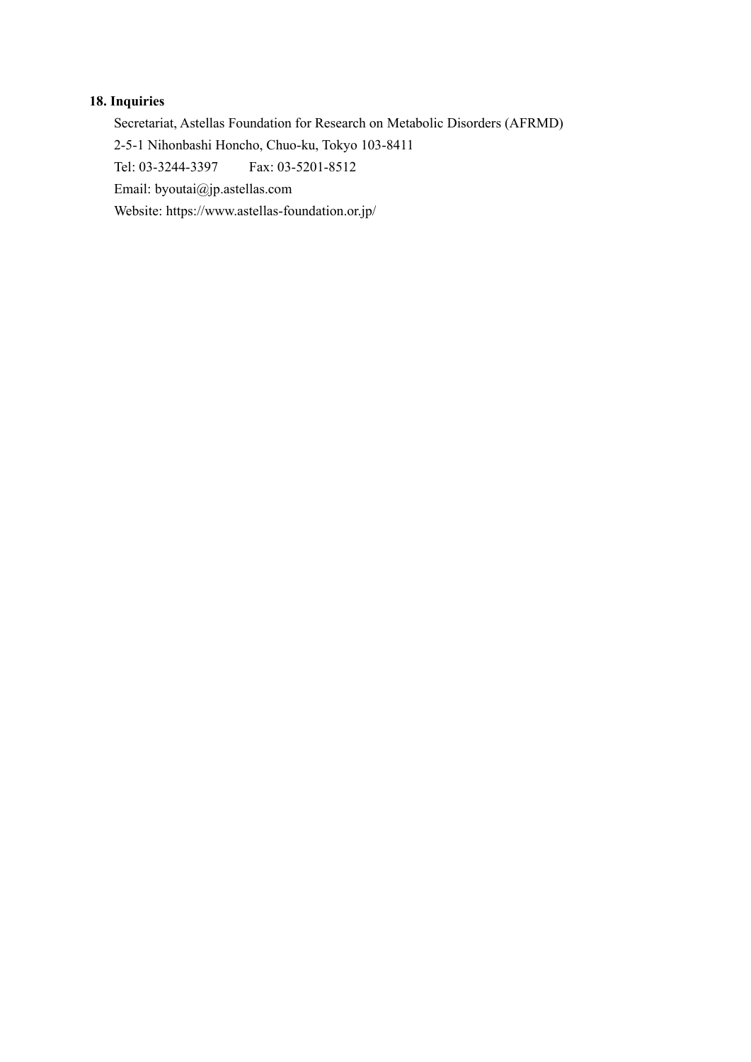**18. Inquiries**

Secretariat, Astellas Foundation for Research on Metabolic Disorders (AFRMD)

2-5-1 Nihonbashi Honcho, Chuo-ku, Tokyo 103-8411

Tel: 03-3244-3397 Fax: 03-5201-8512

Email: byoutai@jp.astellas.com

Website: https://www.astellas-foundation.or.jp/